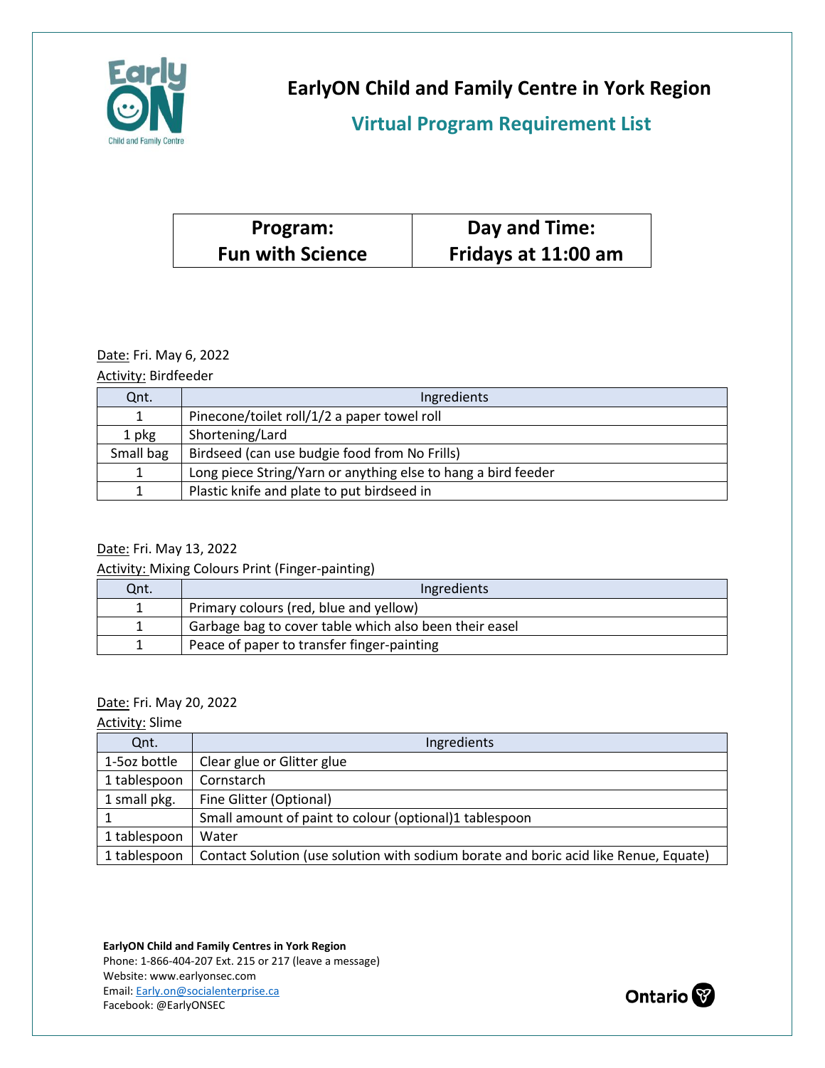# EarlyON Child and Family Centre in York Region

## Virtual Program Requirement List

| Program: Fun with Science | Day and Time: Fridays at 11:00 am |
|---|---|

Date: Fri. May 6, 2022

Activity: Birdfeeder

| Qnt. | Ingredients |
|---|---|
| 1 | Pinecone/toilet roll/1/2 a paper towel roll |
| 1 pkg | Shortening/Lard |
| Small bag | Birdseed (can use budgie food from No Frills) |
| 1 | Long piece String/Yarn or anything else to hang a bird feeder |
| 1 | Plastic knife and plate to put birdseed in |

Date: Fri. May 13, 2022

Activity: Mixing Colours Print (Finger-painting)

| Qnt. | Ingredients |
|---|---|
| 1 | Primary colours (red, blue and yellow) |
| 1 | Garbage bag to cover table which also been their easel |
| 1 | Peace of paper to transfer finger-painting |

Date: Fri. May 20, 2022

Activity: Slime

| Qnt. | Ingredients |
|---|---|
| 1-5oz bottle | Clear glue or Glitter glue |
| 1 tablespoon | Cornstarch |
| 1 small pkg. | Fine Glitter (Optional) |
| 1 | Small amount of paint to colour (optional)1 tablespoon |
| 1 tablespoon | Water |
| 1 tablespoon | Contact Solution (use solution with sodium borate and boric acid like Renue, Equate) |

**EarlyON Child and Family Centres in York Region**
Phone: 1-866-404-207 Ext. 215 or 217 (leave a message)
Website: www.earlyonsec.com
Email: Early.on@socialenterprise.ca
Facebook: @EarlyONSEC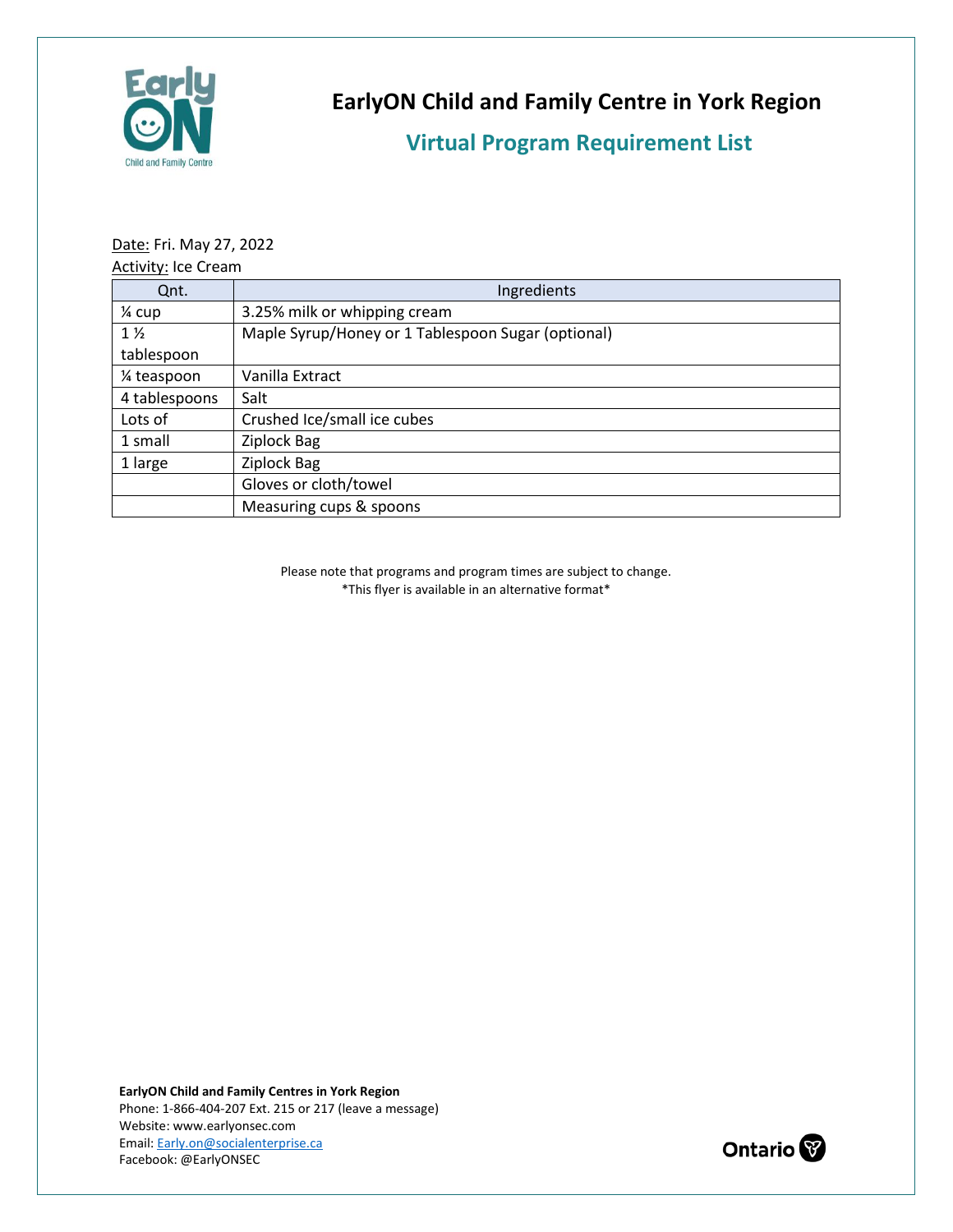# EarlyON Child and Family Centre in York Region

## Virtual Program Requirement List

Date: Fri. May 27, 2022

Activity: Ice Cream

| Qnt. | Ingredients |
|---|---|
| ¼ cup | 3.25% milk or whipping cream |
| 1 ½ tablespoon | Maple Syrup/Honey or 1 Tablespoon Sugar (optional) |
| ¼ teaspoon | Vanilla Extract |
| 4 tablespoons | Salt |
| Lots of | Crushed Ice/small ice cubes |
| 1 small | Ziplock Bag |
| 1 large | Ziplock Bag |
| | Gloves or cloth/towel |
| | Measuring cups & spoons |

Please note that programs and program times are subject to change.

*This flyer is available in an alternative format*

**EarlyON Child and Family Centres in York Region**

Phone: 1-866-404-207 Ext. 215 or 217 (leave a message)

Website: www.earlyonsec.com

Email: Early.on@socialenterprise.ca

Facebook: @EarlyONSEC

Ontario